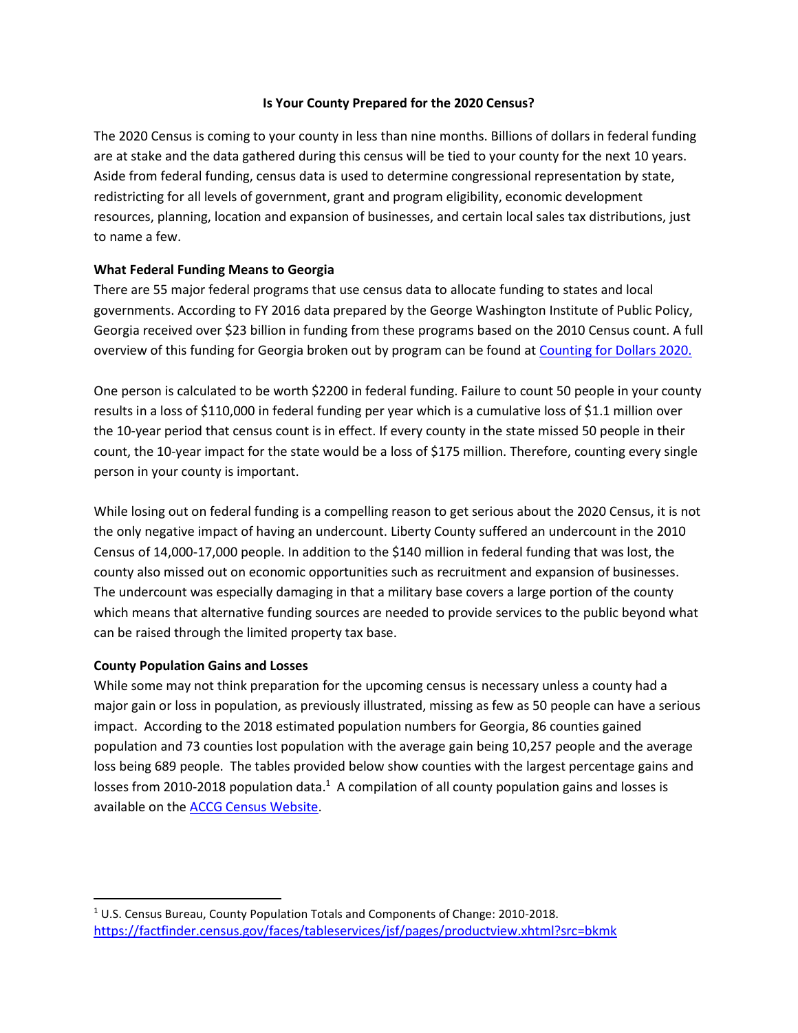## Is Your County Prepared for the 2020 Census?

The 2020 Census is coming to your county in less than nine months. Billions of dollars in federal funding are at stake and the data gathered during this census will be tied to your county for the next 10 years. Aside from federal funding, census data is used to determine congressional representation by state, redistricting for all levels of government, grant and program eligibility, economic development resources, planning, location and expansion of businesses, and certain local sales tax distributions, just to name a few.

**What Federal Funding Means to Georgia**

There are 55 major federal programs that use census data to allocate funding to states and local governments. According to FY 2016 data prepared by the George Washington Institute of Public Policy, Georgia received over $23 billion in funding from these programs based on the 2010 Census count. A full overview of this funding for Georgia broken out by program can be found at Counting for Dollars 2020.

One person is calculated to be worth $2200 in federal funding. Failure to count 50 people in your county results in a loss of $110,000 in federal funding per year which is a cumulative loss of $1.1 million over the 10-year period that census count is in effect. If every county in the state missed 50 people in their count, the 10-year impact for the state would be a loss of $175 million. Therefore, counting every single person in your county is important.

While losing out on federal funding is a compelling reason to get serious about the 2020 Census, it is not the only negative impact of having an undercount. Liberty County suffered an undercount in the 2010 Census of 14,000-17,000 people. In addition to the $140 million in federal funding that was lost, the county also missed out on economic opportunities such as recruitment and expansion of businesses. The undercount was especially damaging in that a military base covers a large portion of the county which means that alternative funding sources are needed to provide services to the public beyond what can be raised through the limited property tax base.

**County Population Gains and Losses**

While some may not think preparation for the upcoming census is necessary unless a county had a major gain or loss in population, as previously illustrated, missing as few as 50 people can have a serious impact. According to the 2018 estimated population numbers for Georgia, 86 counties gained population and 73 counties lost population with the average gain being 10,257 people and the average loss being 689 people. The tables provided below show counties with the largest percentage gains and losses from 2010-2018 population data.[1] A compilation of all county population gains and losses is available on the ACCG Census Website.

---

[1] U.S. Census Bureau, County Population Totals and Components of Change: 2010-2018. https://factfinder.census.gov/faces/tableservices/jsf/pages/productview.xhtml?src=bkmk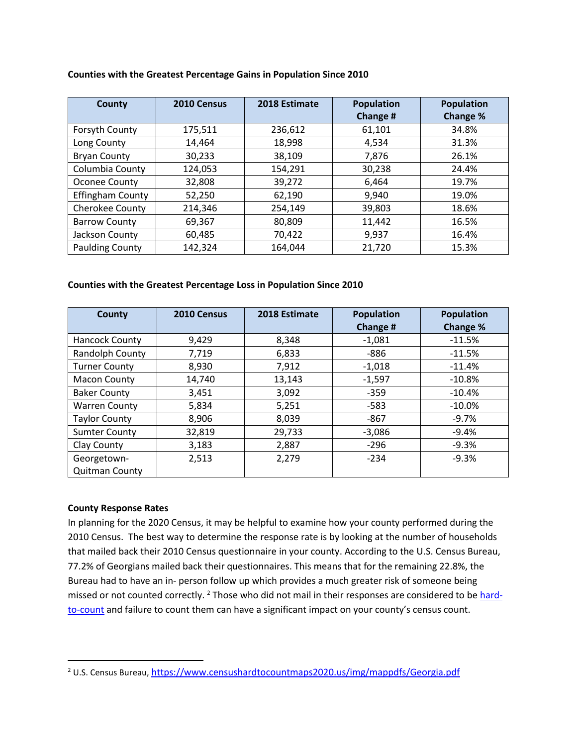**Counties with the Greatest Percentage Gains in Population Since 2010**

| County | 2010 Census | 2018 Estimate | Population Change # | Population Change % |
|---|---|---|---|---|
| Forsyth County | 175,511 | 236,612 | 61,101 | 34.8% |
| Long County | 14,464 | 18,998 | 4,534 | 31.3% |
| Bryan County | 30,233 | 38,109 | 7,876 | 26.1% |
| Columbia County | 124,053 | 154,291 | 30,238 | 24.4% |
| Oconee County | 32,808 | 39,272 | 6,464 | 19.7% |
| Effingham County | 52,250 | 62,190 | 9,940 | 19.0% |
| Cherokee County | 214,346 | 254,149 | 39,803 | 18.6% |
| Barrow County | 69,367 | 80,809 | 11,442 | 16.5% |
| Jackson County | 60,485 | 70,422 | 9,937 | 16.4% |
| Paulding County | 142,324 | 164,044 | 21,720 | 15.3% |

**Counties with the Greatest Percentage Loss in Population Since 2010**

| County | 2010 Census | 2018 Estimate | Population Change # | Population Change % |
|---|---|---|---|---|
| Hancock County | 9,429 | 8,348 | -1,081 | -11.5% |
| Randolph County | 7,719 | 6,833 | -886 | -11.5% |
| Turner County | 8,930 | 7,912 | -1,018 | -11.4% |
| Macon County | 14,740 | 13,143 | -1,597 | -10.8% |
| Baker County | 3,451 | 3,092 | -359 | -10.4% |
| Warren County | 5,834 | 5,251 | -583 | -10.0% |
| Taylor County | 8,906 | 8,039 | -867 | -9.7% |
| Sumter County | 32,819 | 29,733 | -3,086 | -9.4% |
| Clay County | 3,183 | 2,887 | -296 | -9.3% |
| Georgetown-Quitman County | 2,513 | 2,279 | -234 | -9.3% |

**County Response Rates**

In planning for the 2020 Census, it may be helpful to examine how your county performed during the 2010 Census. The best way to determine the response rate is by looking at the number of households that mailed back their 2010 Census questionnaire in your county. According to the U.S. Census Bureau, 77.2% of Georgians mailed back their questionnaires. This means that for the remaining 22.8%, the Bureau had to have an in- person follow up which provides a much greater risk of someone being missed or not counted correctly. [2] Those who did not mail in their responses are considered to be hard-to-count and failure to count them can have a significant impact on your county's census count.

---

[2] U.S. Census Bureau, https://www.censushardtocountmaps2020.us/img/mappdfs/Georgia.pdf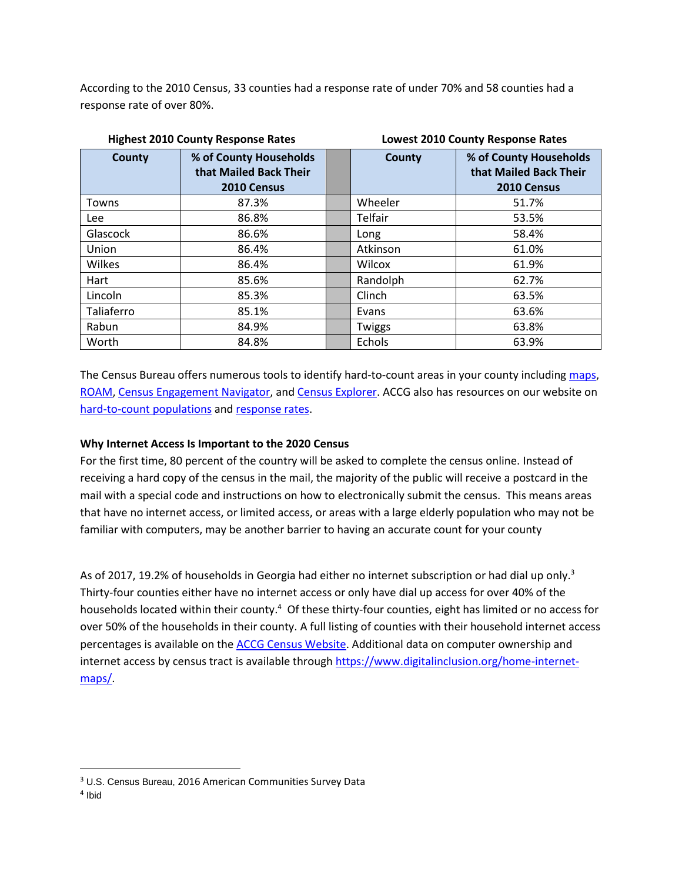According to the 2010 Census, 33 counties had a response rate of under 70% and 58 counties had a response rate of over 80%.

| **Highest 2010 County Response Rates** | | | **Lowest 2010 County Response Rates** | |
|---|---|---|---|---|
| **County** | **% of County Households that Mailed Back Their 2010 Census** | | **County** | **% of County Households that Mailed Back Their 2010 Census** |
| Towns | 87.3% | | Wheeler | 51.7% |
| Lee | 86.8% | | Telfair | 53.5% |
| Glascock | 86.6% | | Long | 58.4% |
| Union | 86.4% | | Atkinson | 61.0% |
| Wilkes | 86.4% | | Wilcox | 61.9% |
| Hart | 85.6% | | Randolph | 62.7% |
| Lincoln | 85.3% | | Clinch | 63.5% |
| Taliaferro | 85.1% | | Evans | 63.6% |
| Rabun | 84.9% | | Twiggs | 63.8% |
| Worth | 84.8% | | Echols | 63.9% |

The Census Bureau offers numerous tools to identify hard-to-count areas in your county including maps, ROAM, Census Engagement Navigator, and Census Explorer. ACCG also has resources on our website on hard-to-count populations and response rates.

**Why Internet Access Is Important to the 2020 Census**

For the first time, 80 percent of the country will be asked to complete the census online. Instead of receiving a hard copy of the census in the mail, the majority of the public will receive a postcard in the mail with a special code and instructions on how to electronically submit the census. This means areas that have no internet access, or limited access, or areas with a large elderly population who may not be familiar with computers, may be another barrier to having an accurate count for your county

As of 2017, 19.2% of households in Georgia had either no internet subscription or had dial up only.[3] Thirty-four counties either have no internet access or only have dial up access for over 40% of the households located within their county.[4] Of these thirty-four counties, eight has limited or no access for over 50% of the households in their county. A full listing of counties with their household internet access percentages is available on the ACCG Census Website. Additional data on computer ownership and internet access by census tract is available through https://www.digitalinclusion.org/home-internet-maps/.

[3] U.S. Census Bureau, 2016 American Communities Survey Data

[4] Ibid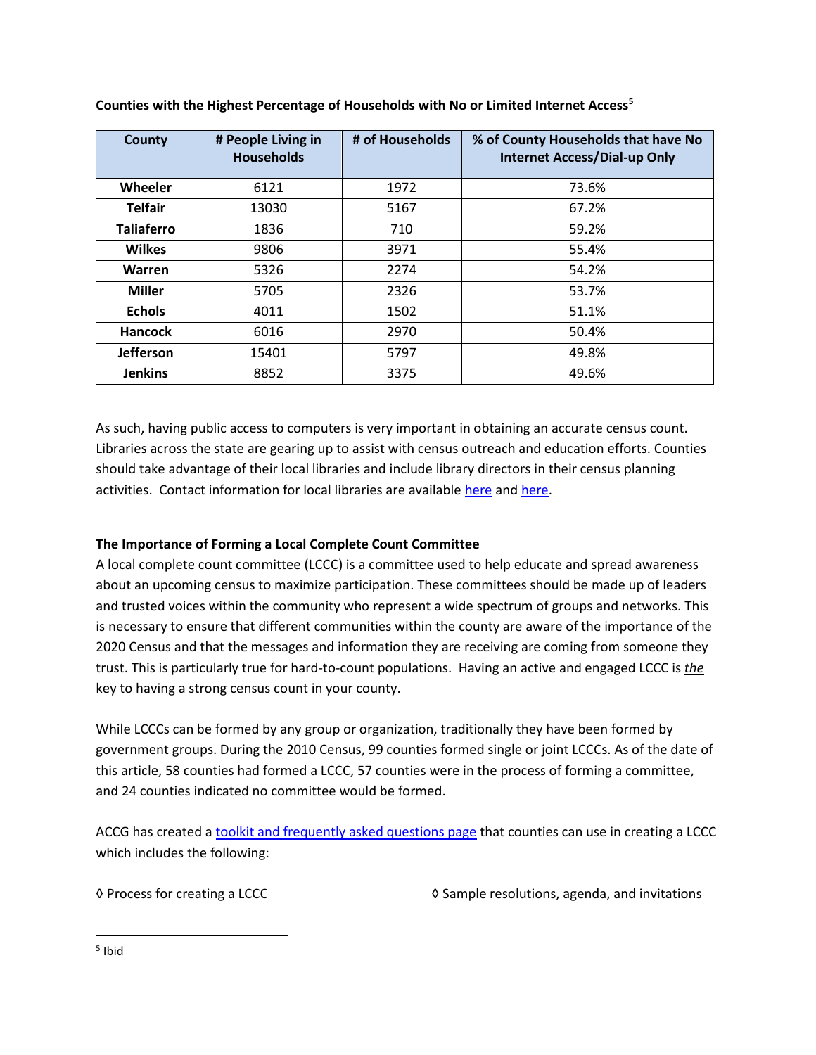**Counties with the Highest Percentage of Households with No or Limited Internet Access**[5]

| County | # People Living in Households | # of Households | % of County Households that have No Internet Access/Dial-up Only |
|---|---|---|---|
| **Wheeler** | 6121 | 1972 | 73.6% |
| **Telfair** | 13030 | 5167 | 67.2% |
| **Taliaferro** | 1836 | 710 | 59.2% |
| **Wilkes** | 9806 | 3971 | 55.4% |
| **Warren** | 5326 | 2274 | 54.2% |
| **Miller** | 5705 | 2326 | 53.7% |
| **Echols** | 4011 | 1502 | 51.1% |
| **Hancock** | 6016 | 2970 | 50.4% |
| **Jefferson** | 15401 | 5797 | 49.8% |
| **Jenkins** | 8852 | 3375 | 49.6% |

As such, having public access to computers is very important in obtaining an accurate census count. Libraries across the state are gearing up to assist with census outreach and education efforts. Counties should take advantage of their local libraries and include library directors in their census planning activities. Contact information for local libraries are available here and here.

**The Importance of Forming a Local Complete Count Committee**

A local complete count committee (LCCC) is a committee used to help educate and spread awareness about an upcoming census to maximize participation. These committees should be made up of leaders and trusted voices within the community who represent a wide spectrum of groups and networks. This is necessary to ensure that different communities within the county are aware of the importance of the 2020 Census and that the messages and information they are receiving are coming from someone they trust. This is particularly true for hard-to-count populations. Having an active and engaged LCCC is ***the*** key to having a strong census count in your county.

While LCCCs can be formed by any group or organization, traditionally they have been formed by government groups. During the 2010 Census, 99 counties formed single or joint LCCCs. As of the date of this article, 58 counties had formed a LCCC, 57 counties were in the process of forming a committee, and 24 counties indicated no committee would be formed.

ACCG has created a toolkit and frequently asked questions page that counties can use in creating a LCCC which includes the following:

◊ Process for creating a LCCC

◊ Sample resolutions, agenda, and invitations

---

[5] Ibid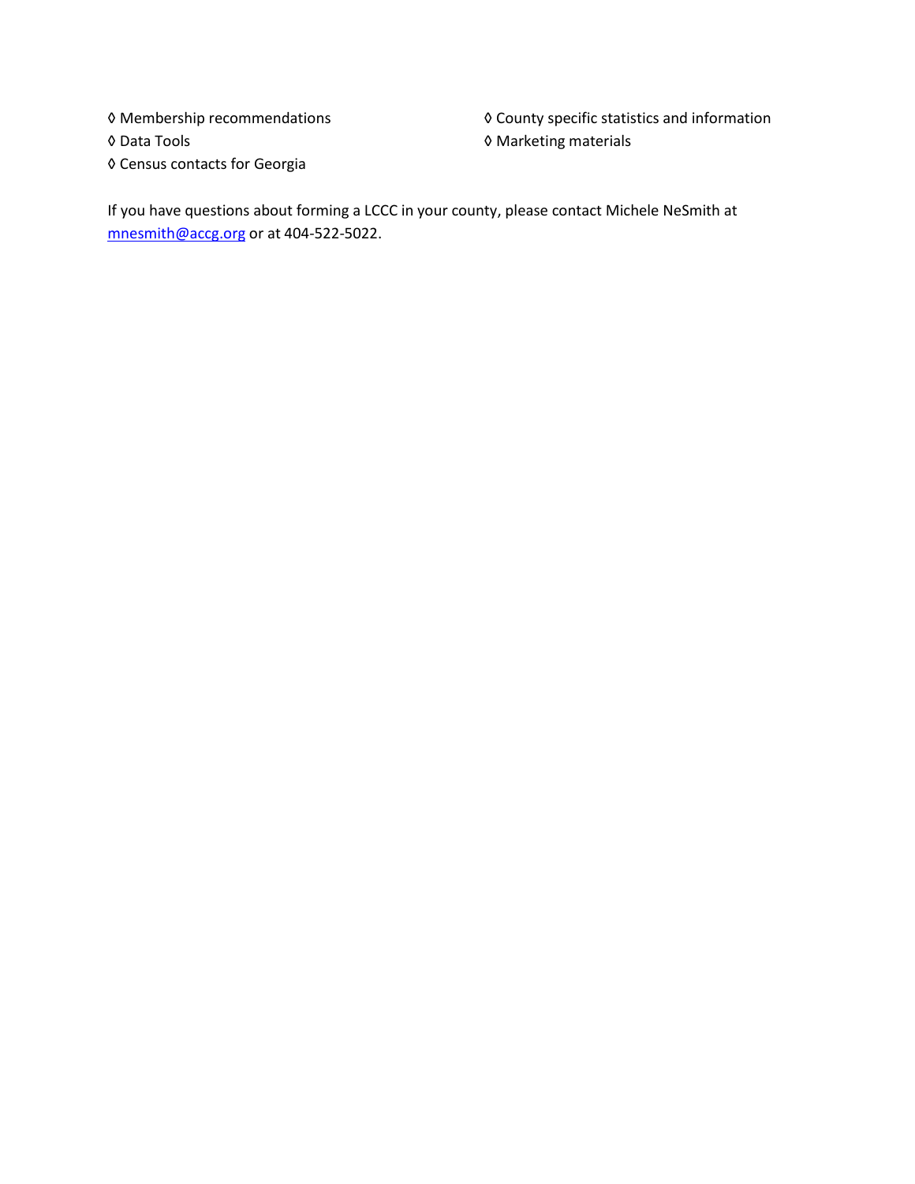◊ Membership recommendations

◊ Data Tools

◊ Census contacts for Georgia

◊ County specific statistics and information

◊ Marketing materials

If you have questions about forming a LCCC in your county, please contact Michele NeSmith at mnesmith@accg.org or at 404-522-5022.